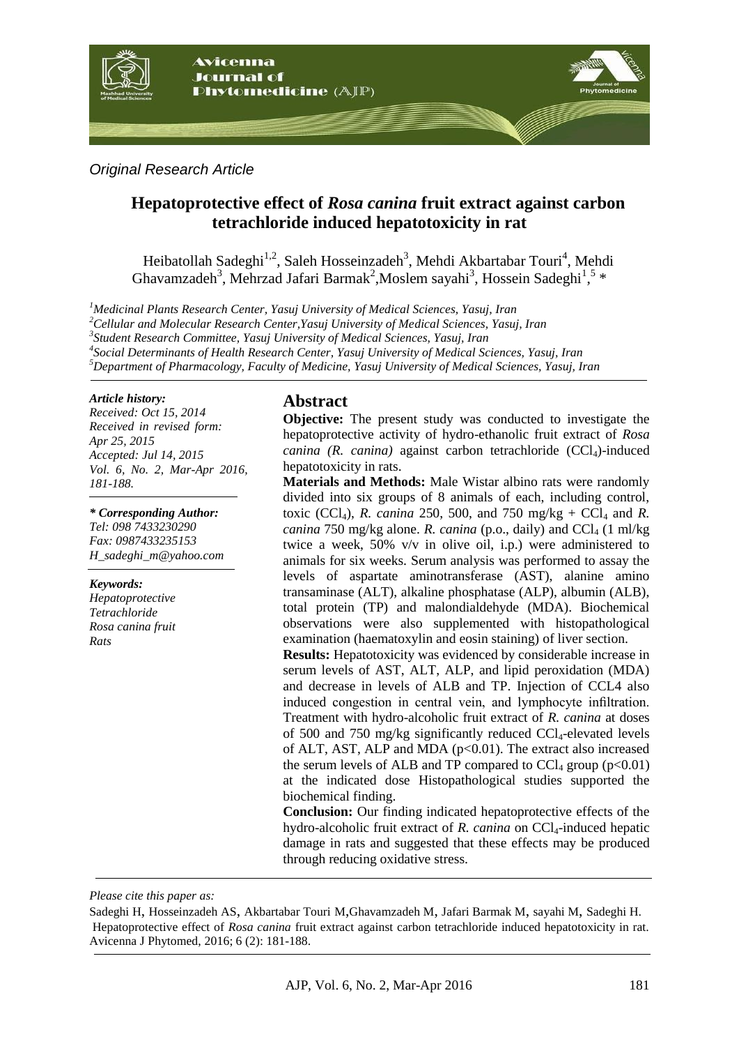*Original Research Article*

# Hepatoprotective effect of *Rosa canina* fruit extract against carbon tetrachloride induced hepatotoxicity in rat

Heibatollah Sadeghi[1,2], Saleh Hosseinzadeh[3], Mehdi Akbartabar Touri[4], Mehdi Ghavamzadeh[3], Mehrzad Jafari Barmak[2], Moslem sayahi[3], Hossein Sadeghi[1,5] *

[1]*Medicinal Plants Research Center, Yasuj University of Medical Sciences, Yasuj, Iran*
[2]*Cellular and Molecular Research Center, Yasuj University of Medical Sciences, Yasuj, Iran*
[3]*Student Research Committee, Yasuj University of Medical Sciences, Yasuj, Iran*
[4]*Social Determinants of Health Research Center, Yasuj University of Medical Sciences, Yasuj, Iran*
[5]*Department of Pharmacology, Faculty of Medicine, Yasuj University of Medical Sciences, Yasuj, Iran*

***Article history:***
*Received: Oct 15, 2014*
*Received in revised form: Apr 25, 2015*
*Accepted: Jul 14, 2015*
*Vol. 6, No. 2, Mar-Apr 2016, 181-188.*

***\* Corresponding Author:***
*Tel: 098 7433230290*
*Fax: 0987433235153*
*H_sadeghi_m@yahoo.com*

***Keywords:***
*Hepatoprotective*
*Tetrachloride*
*Rosa canina fruit*
*Rats*

## Abstract

**Objective:** The present study was conducted to investigate the hepatoprotective activity of hydro-ethanolic fruit extract of *Rosa canina (R. canina)* against carbon tetrachloride ($CCl_4$)-induced hepatotoxicity in rats.

**Materials and Methods:** Male Wistar albino rats were randomly divided into six groups of 8 animals of each, including control, toxic ($CCl_4$), *R. canina* 250, 500, and 750 mg/kg + $CCl_4$ and *R. canina* 750 mg/kg alone. *R. canina* (p.o., daily) and $CCl_4$ (1 ml/kg twice a week, 50% v/v in olive oil, i.p.) were administered to animals for six weeks. Serum analysis was performed to assay the levels of aspartate aminotransferase (AST), alanine amino transaminase (ALT), alkaline phosphatase (ALP), albumin (ALB), total protein (TP) and malondialdehyde (MDA). Biochemical observations were also supplemented with histopathological examination (haematoxylin and eosin staining) of liver section.

**Results:** Hepatotoxicity was evidenced by considerable increase in serum levels of AST, ALT, ALP, and lipid peroxidation (MDA) and decrease in levels of ALB and TP. Injection of CCL4 also induced congestion in central vein, and lymphocyte infiltration. Treatment with hydro-alcoholic fruit extract of *R. canina* at doses of 500 and 750 mg/kg significantly reduced $CCl_4$-elevated levels of ALT, AST, ALP and MDA ($p<0.01$). The extract also increased the serum levels of ALB and TP compared to $CCl_4$ group ($p<0.01$) at the indicated dose Histopathological studies supported the biochemical finding.

**Conclusion:** Our finding indicated hepatoprotective effects of the hydro-alcoholic fruit extract of *R. canina* on $CCl_4$-induced hepatic damage in rats and suggested that these effects may be produced through reducing oxidative stress.

*Please cite this paper as:*

Sadeghi H, Hosseinzadeh AS, Akbartabar Touri M, Ghavamzadeh M, Jafari Barmak M, sayahi M, Sadeghi H. Hepatoprotective effect of *Rosa canina* fruit extract against carbon tetrachloride induced hepatotoxicity in rat. Avicenna J Phytomed, 2016; 6 (2): 181-188.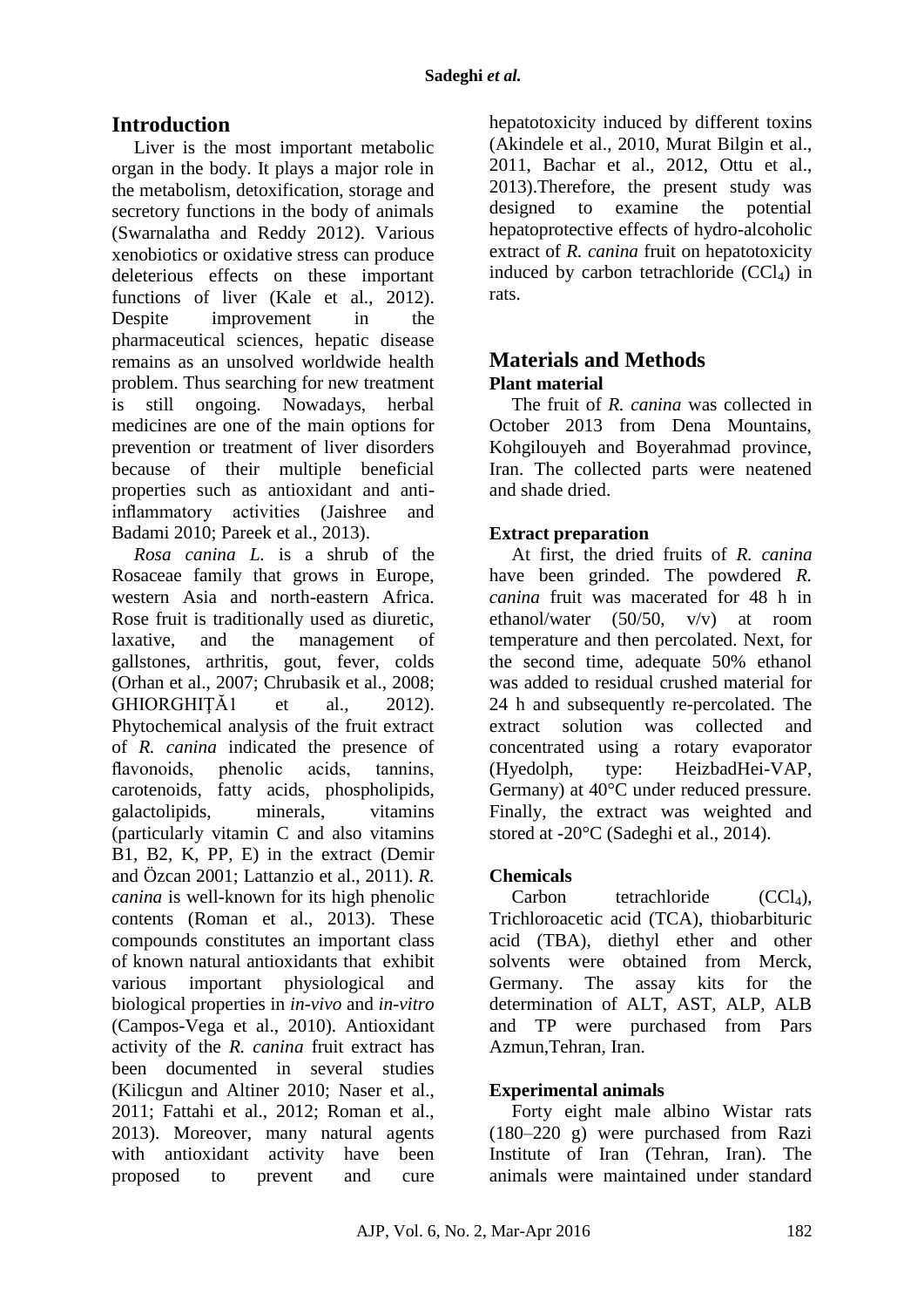## Introduction

Liver is the most important metabolic organ in the body. It plays a major role in the metabolism, detoxification, storage and secretory functions in the body of animals (Swarnalatha and Reddy 2012). Various xenobiotics or oxidative stress can produce deleterious effects on these important functions of liver (Kale et al., 2012). Despite improvement in the pharmaceutical sciences, hepatic disease remains as an unsolved worldwide health problem. Thus searching for new treatment is still ongoing. Nowadays, herbal medicines are one of the main options for prevention or treatment of liver disorders because of their multiple beneficial properties such as antioxidant and anti-inflammatory activities (Jaishree and Badami 2010; Pareek et al., 2013).

*Rosa canina L.* is a shrub of the Rosaceae family that grows in Europe, western Asia and north-eastern Africa. Rose fruit is traditionally used as diuretic, laxative, and the management of gallstones, arthritis, gout, fever, colds (Orhan et al., 2007; Chrubasik et al., 2008; GHIORGHIŢĂ1 et al., 2012). Phytochemical analysis of the fruit extract of *R. canina* indicated the presence of flavonoids, phenolic acids, tannins, carotenoids, fatty acids, phospholipids, galactolipids, minerals, vitamins (particularly vitamin C and also vitamins B1, B2, K, PP, E) in the extract (Demir and Özcan 2001; Lattanzio et al., 2011). *R. canina* is well-known for its high phenolic contents (Roman et al., 2013). These compounds constitutes an important class of known natural antioxidants that exhibit various important physiological and biological properties in *in-vivo* and *in-vitro* (Campos-Vega et al., 2010). Antioxidant activity of the *R. canina* fruit extract has been documented in several studies (Kilicgun and Altiner 2010; Naser et al., 2011; Fattahi et al., 2012; Roman et al., 2013). Moreover, many natural agents with antioxidant activity have been proposed to prevent and cure hepatotoxicity induced by different toxins (Akindele et al., 2010, Murat Bilgin et al., 2011, Bachar et al., 2012, Ottu et al., 2013).Therefore, the present study was designed to examine the potential hepatoprotective effects of hydro-alcoholic extract of *R. canina* fruit on hepatotoxicity induced by carbon tetrachloride ($CCl_4$) in rats.

## Materials and Methods

### Plant material

The fruit of *R. canina* was collected in October 2013 from Dena Mountains, Kohgilouyeh and Boyerahmad province, Iran. The collected parts were neatened and shade dried.

### Extract preparation

At first, the dried fruits of *R. canina* have been grinded. The powdered *R. canina* fruit was macerated for 48 h in ethanol/water (50/50, v/v) at room temperature and then percolated. Next, for the second time, adequate 50% ethanol was added to residual crushed material for 24 h and subsequently re-percolated. The extract solution was collected and concentrated using a rotary evaporator (Hyedolph, type: HeizbadHei-VAP, Germany) at 40°C under reduced pressure. Finally, the extract was weighted and stored at -20°C (Sadeghi et al., 2014).

### Chemicals

Carbon tetrachloride ($CCl_4$), Trichloroacetic acid (TCA), thiobarbituric acid (TBA), diethyl ether and other solvents were obtained from Merck, Germany. The assay kits for the determination of ALT, AST, ALP, ALB and TP were purchased from Pars Azmun,Tehran, Iran.

### Experimental animals

Forty eight male albino Wistar rats (180–220 g) were purchased from Razi Institute of Iran (Tehran, Iran). The animals were maintained under standard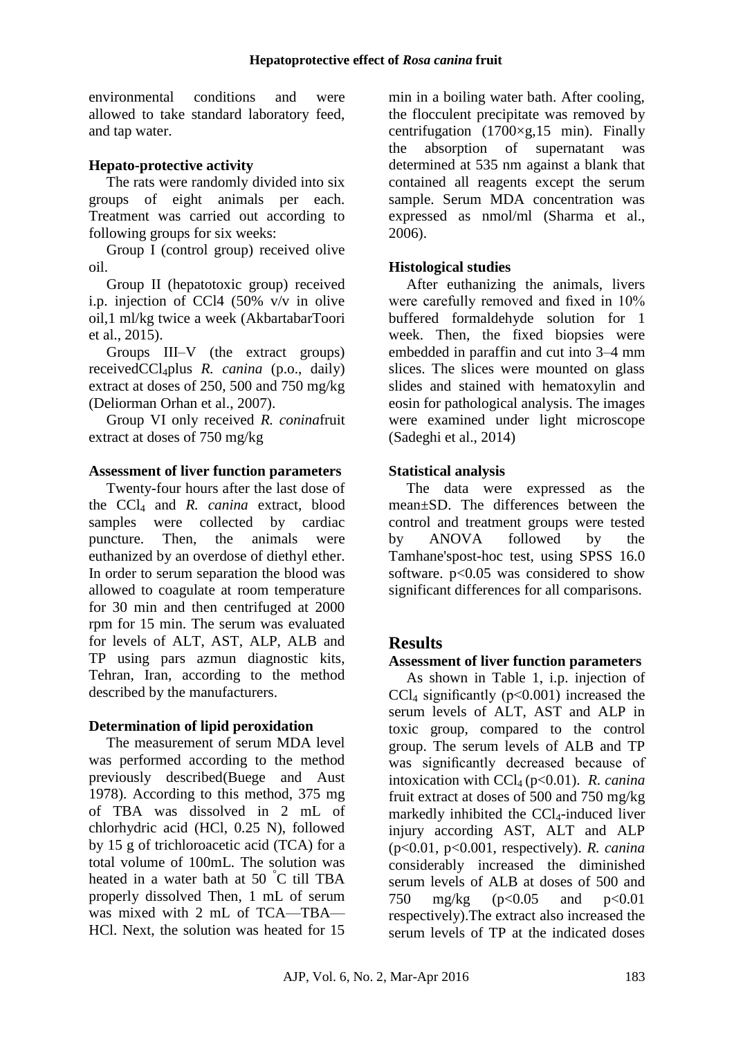environmental conditions and were allowed to take standard laboratory feed, and tap water.

### Hepato-protective activity

The rats were randomly divided into six groups of eight animals per each. Treatment was carried out according to following groups for six weeks:

Group I (control group) received olive oil.

Group II (hepatotoxic group) received i.p. injection of CCl4 (50% v/v in olive oil,1 ml/kg twice a week (AkbartabarToori et al., 2015).

Groups III–V (the extract groups) received$CCl_4$plus *R. canina* (p.o., daily) extract at doses of 250, 500 and 750 mg/kg (Deliorman Orhan et al., 2007).

Group VI only received *R. conina*fruit extract at doses of 750 mg/kg

### Assessment of liver function parameters

Twenty-four hours after the last dose of the $CCl_4$ and *R. canina* extract, blood samples were collected by cardiac puncture. Then, the animals were euthanized by an overdose of diethyl ether. In order to serum separation the blood was allowed to coagulate at room temperature for 30 min and then centrifuged at 2000 rpm for 15 min. The serum was evaluated for levels of ALT, AST, ALP, ALB and TP using pars azmun diagnostic kits, Tehran, Iran, according to the method described by the manufacturers.

### Determination of lipid peroxidation

The measurement of serum MDA level was performed according to the method previously described(Buege and Aust 1978). According to this method, 375 mg of TBA was dissolved in 2 mL of chlorhydric acid (HCl, 0.25 N), followed by 15 g of trichloroacetic acid (TCA) for a total volume of 100mL. The solution was heated in a water bath at 50 °C till TBA properly dissolved Then, 1 mL of serum was mixed with 2 mL of TCA—TBA—HCl. Next, the solution was heated for 15 min in a boiling water bath. After cooling, the flocculent precipitate was removed by centrifugation (1700×g,15 min). Finally the absorption of supernatant was determined at 535 nm against a blank that contained all reagents except the serum sample. Serum MDA concentration was expressed as nmol/ml (Sharma et al., 2006).

### Histological studies

After euthanizing the animals, livers were carefully removed and fixed in 10% buffered formaldehyde solution for 1 week. Then, the fixed biopsies were embedded in paraffin and cut into 3–4 mm slices. The slices were mounted on glass slides and stained with hematoxylin and eosin for pathological analysis. The images were examined under light microscope (Sadeghi et al., 2014)

### Statistical analysis

The data were expressed as the mean±SD. The differences between the control and treatment groups were tested by ANOVA followed by the Tamhane'spost-hoc test, using SPSS 16.0 software. $p<0.05$ was considered to show significant differences for all comparisons.

## Results

### Assessment of liver function parameters

As shown in Table 1, i.p. injection of $CCl_4$ significantly ($p<0.001$) increased the serum levels of ALT, AST and ALP in toxic group, compared to the control group. The serum levels of ALB and TP was significantly decreased because of intoxication with $CCl_4$ ($p<0.01$). *R. canina* fruit extract at doses of 500 and 750 mg/kg markedly inhibited the $CCl_4$-induced liver injury according AST, ALT and ALP ($p<0.01$, $p<0.001$, respectively). *R. canina* considerably increased the diminished serum levels of ALB at doses of 500 and 750 mg/kg ($p<0.05$ and $p<0.01$ respectively).The extract also increased the serum levels of TP at the indicated doses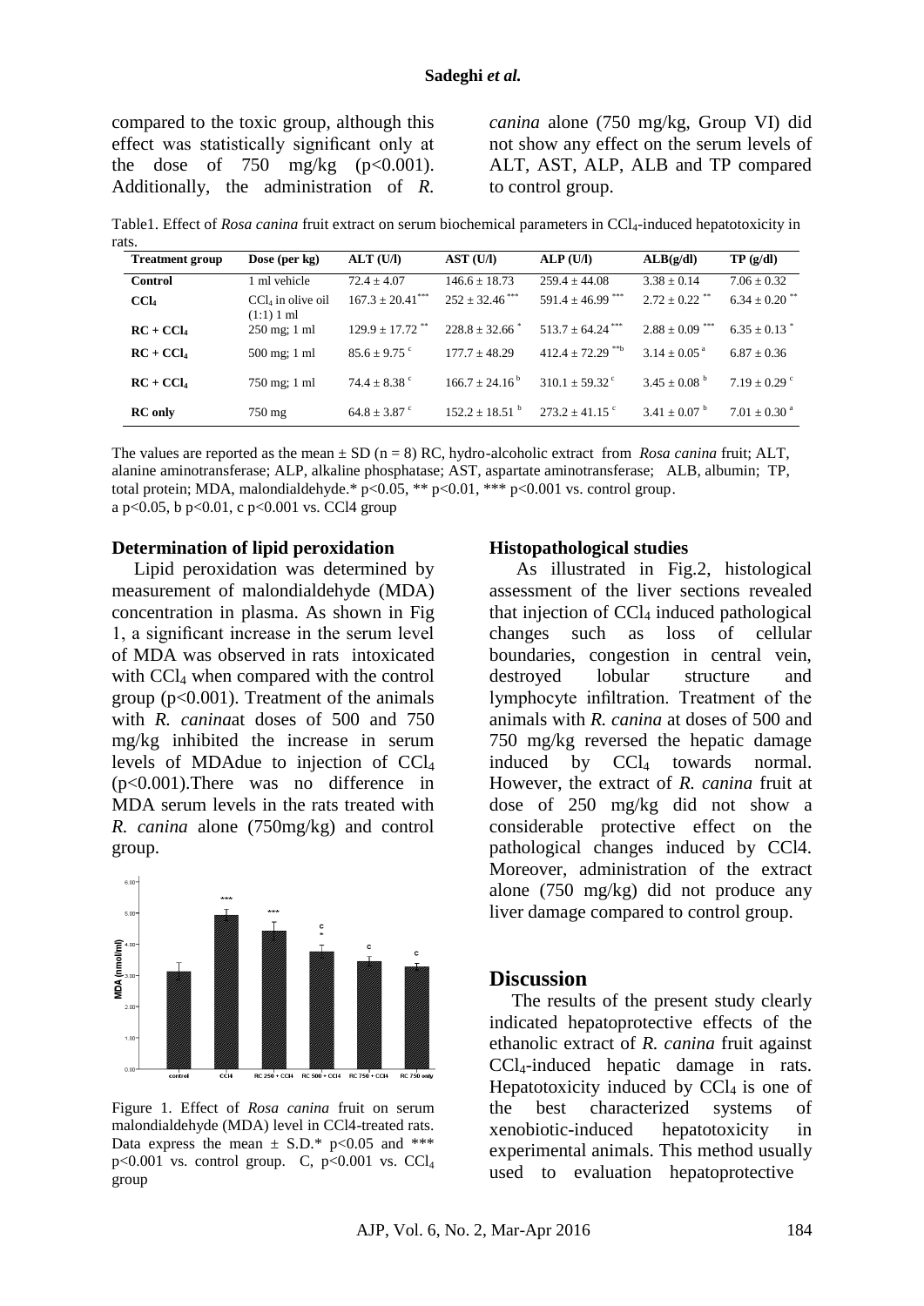compared to the toxic group, although this effect was statistically significant only at the dose of 750 mg/kg ($p<0.001$). Additionally, the administration of *R. canina* alone (750 mg/kg, Group VI) did not show any effect on the serum levels of ALT, AST, ALP, ALB and TP compared to control group.

Table1. Effect of *Rosa canina* fruit extract on serum biochemical parameters in $CCl_4$-induced hepatotoxicity in rats.

| Treatment group | Dose (per kg) | ALT (U/l) | AST (U/l) | ALP (U/l) | ALB(g/dl) | TP (g/dl) |
|---|---|---|---|---|---|---|
| **Control** | 1 ml vehicle | 72.4 ± 4.07 | 146.6 ± 18.73 | 259.4 ± 44.08 | 3.38 ± 0.14 | 7.06 ± 0.32 |
| **$CCl_4$** | $CCl_4$ in olive oil (1:1) 1 ml | 167.3 ± 20.41 *** | 252 ± 32.46 *** | 591.4 ± 46.99 *** | 2.72 ± 0.22 ** | 6.34 ± 0.20 ** |
| **RC + $CCl_4$** | 250 mg; 1 ml | 129.9 ± 17.72 ** | 228.8 ± 32.66 * | 513.7 ± 64.24 *** | 2.88 ± 0.09 *** | 6.35 ± 0.13 * |
| **RC + $CCl_4$** | 500 mg; 1 ml | 85.6 ± 9.75 c | 177.7 ± 48.29 | 412.4 ± 72.29 **b | 3.14 ± 0.05 a | 6.87 ± 0.36 |
| **RC + $CCl_4$** | 750 mg; 1 ml | 74.4 ± 8.38 c | 166.7 ± 24.16 b | 310.1 ± 59.32 c | 3.45 ± 0.08 b | 7.19 ± 0.29 c |
| **RC only** | 750 mg | 64.8 ± 3.87 c | 152.2 ± 18.51 b | 273.2 ± 41.15 c | 3.41 ± 0.07 b | 7.01 ± 0.30 a |

The values are reported as the mean ± SD (n = 8) RC, hydro-alcoholic extract from *Rosa canina* fruit; ALT, alanine aminotransferase; ALP, alkaline phosphatase; AST, aspartate aminotransferase; ALB, albumin; TP, total protein; MDA, malondialdehyde.* $p<0.05$, ** $p<0.01$, *** $p<0.001$ vs. control group.
a $p<0.05$, b $p<0.01$, c $p<0.001$ vs. CCl4 group

### Determination of lipid peroxidation

Lipid peroxidation was determined by measurement of malondialdehyde (MDA) concentration in plasma. As shown in Fig 1, a significant increase in the serum level of MDA was observed in rats intoxicated with $CCl_4$ when compared with the control group ($p<0.001$). Treatment of the animals with *R. canina*at doses of 500 and 750 mg/kg inhibited the increase in serum levels of MDAdue to injection of $CCl_4$ ($p<0.001$).There was no difference in MDA serum levels in the rats treated with *R. canina* alone (750mg/kg) and control group.

Figure 1. Effect of *Rosa canina* fruit on serum malondialdehyde (MDA) level in CCl4-treated rats. Data express the mean ± S.D.* $p<0.05$ and *** $p<0.001$ vs. control group. C, $p<0.001$ vs. $CCl_4$ group

### Histopathological studies

As illustrated in Fig.2, histological assessment of the liver sections revealed that injection of $CCl_4$ induced pathological changes such as loss of cellular boundaries, congestion in central vein, destroyed lobular structure and lymphocyte infiltration. Treatment of the animals with *R. canina* at doses of 500 and 750 mg/kg reversed the hepatic damage induced by $CCl_4$ towards normal. However, the extract of *R. canina* fruit at dose of 250 mg/kg did not show a considerable protective effect on the pathological changes induced by CCl4. Moreover, administration of the extract alone (750 mg/kg) did not produce any liver damage compared to control group.

## Discussion

The results of the present study clearly indicated hepatoprotective effects of the ethanolic extract of *R. canina* fruit against $CCl_4$-induced hepatic damage in rats. Hepatotoxicity induced by $CCl_4$ is one of the best characterized systems of xenobiotic-induced hepatotoxicity in experimental animals. This method usually used to evaluation hepatoprotective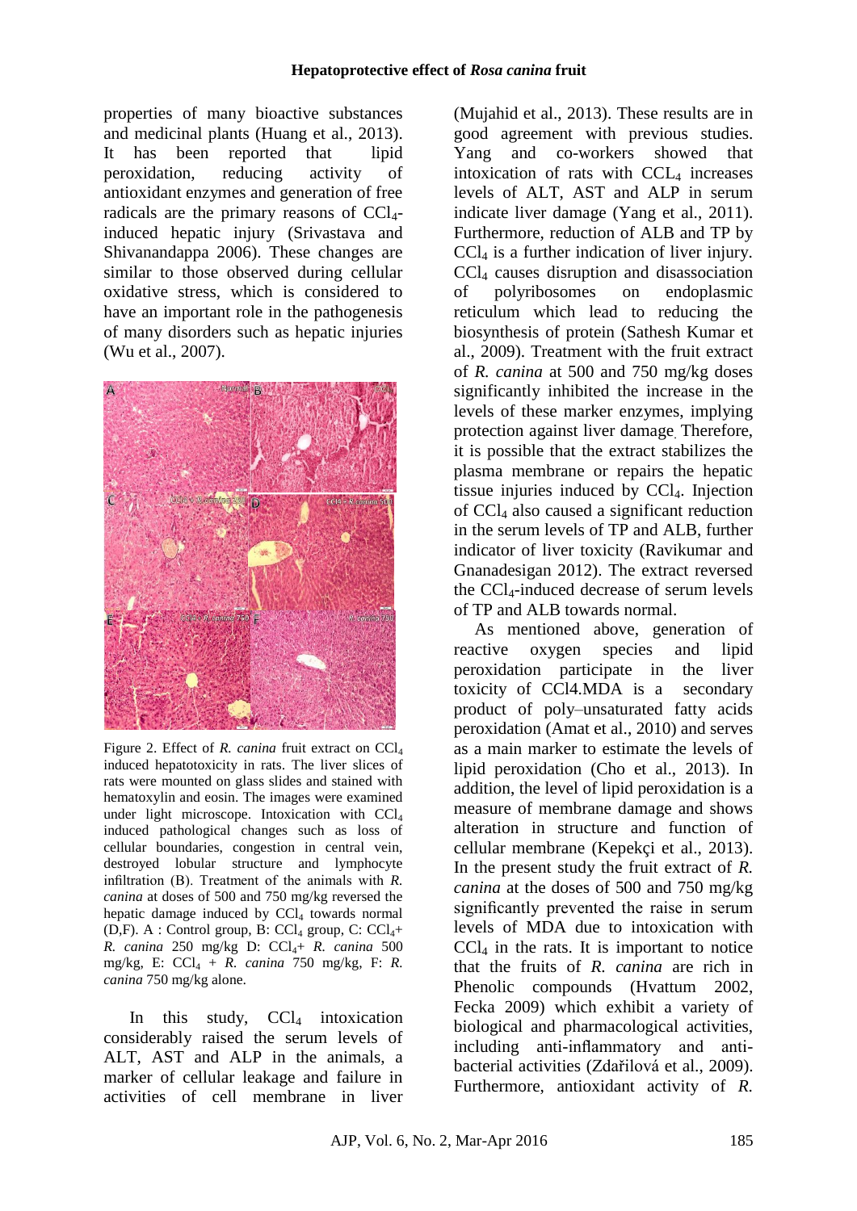properties of many bioactive substances and medicinal plants (Huang et al., 2013). It has been reported that lipid peroxidation, reducing activity of antioxidant enzymes and generation of free radicals are the primary reasons of $CCl_4$-induced hepatic injury (Srivastava and Shivanandappa 2006). These changes are similar to those observed during cellular oxidative stress, which is considered to have an important role in the pathogenesis of many disorders such as hepatic injuries (Wu et al., 2007).

Figure 2. Effect of *R. canina* fruit extract on $CCl_4$ induced hepatotoxicity in rats. The liver slices of rats were mounted on glass slides and stained with hematoxylin and eosin. The images were examined under light microscope. Intoxication with $CCl_4$ induced pathological changes such as loss of cellular boundaries, congestion in central vein, destroyed lobular structure and lymphocyte infiltration (B). Treatment of the animals with *R. canina* at doses of 500 and 750 mg/kg reversed the hepatic damage induced by $CCl_4$ towards normal (D,F). A : Control group, B: $CCl_4$ group, C: $CCl_4$+ *R. canina* 250 mg/kg D: $CCl_4$+ *R. canina* 500 mg/kg, E: $CCl_4$ + *R. canina* 750 mg/kg, F: *R. canina* 750 mg/kg alone.

In this study, $CCl_4$ intoxication considerably raised the serum levels of ALT, AST and ALP in the animals, a marker of cellular leakage and failure in activities of cell membrane in liver (Mujahid et al., 2013). These results are in good agreement with previous studies. Yang and co-workers showed that intoxication of rats with $CCL_4$ increases levels of ALT, AST and ALP in serum indicate liver damage (Yang et al., 2011). Furthermore, reduction of ALB and TP by $CCl_4$ is a further indication of liver injury. $CCl_4$ causes disruption and disassociation of polyribosomes on endoplasmic reticulum which lead to reducing the biosynthesis of protein (Sathesh Kumar et al., 2009). Treatment with the fruit extract of *R. canina* at 500 and 750 mg/kg doses significantly inhibited the increase in the levels of these marker enzymes, implying protection against liver damage. Therefore, it is possible that the extract stabilizes the plasma membrane or repairs the hepatic tissue injuries induced by $CCl_4$. Injection of $CCl_4$ also caused a significant reduction in the serum levels of TP and ALB, further indicator of liver toxicity (Ravikumar and Gnanadesigan 2012). The extract reversed the $CCl_4$-induced decrease of serum levels of TP and ALB towards normal.

As mentioned above, generation of reactive oxygen species and lipid peroxidation participate in the liver toxicity of CCl4.MDA is a secondary product of poly–unsaturated fatty acids peroxidation (Amat et al., 2010) and serves as a main marker to estimate the levels of lipid peroxidation (Cho et al., 2013). In addition, the level of lipid peroxidation is a measure of membrane damage and shows alteration in structure and function of cellular membrane (Kepekçi et al., 2013). In the present study the fruit extract of *R. canina* at the doses of 500 and 750 mg/kg significantly prevented the raise in serum levels of MDA due to intoxication with $CCl_4$ in the rats. It is important to notice that the fruits of *R. canina* are rich in Phenolic compounds (Hvattum 2002, Fecka 2009) which exhibit a variety of biological and pharmacological activities, including anti-inflammatory and anti-bacterial activities (Zdařilová et al., 2009). Furthermore, antioxidant activity of *R.*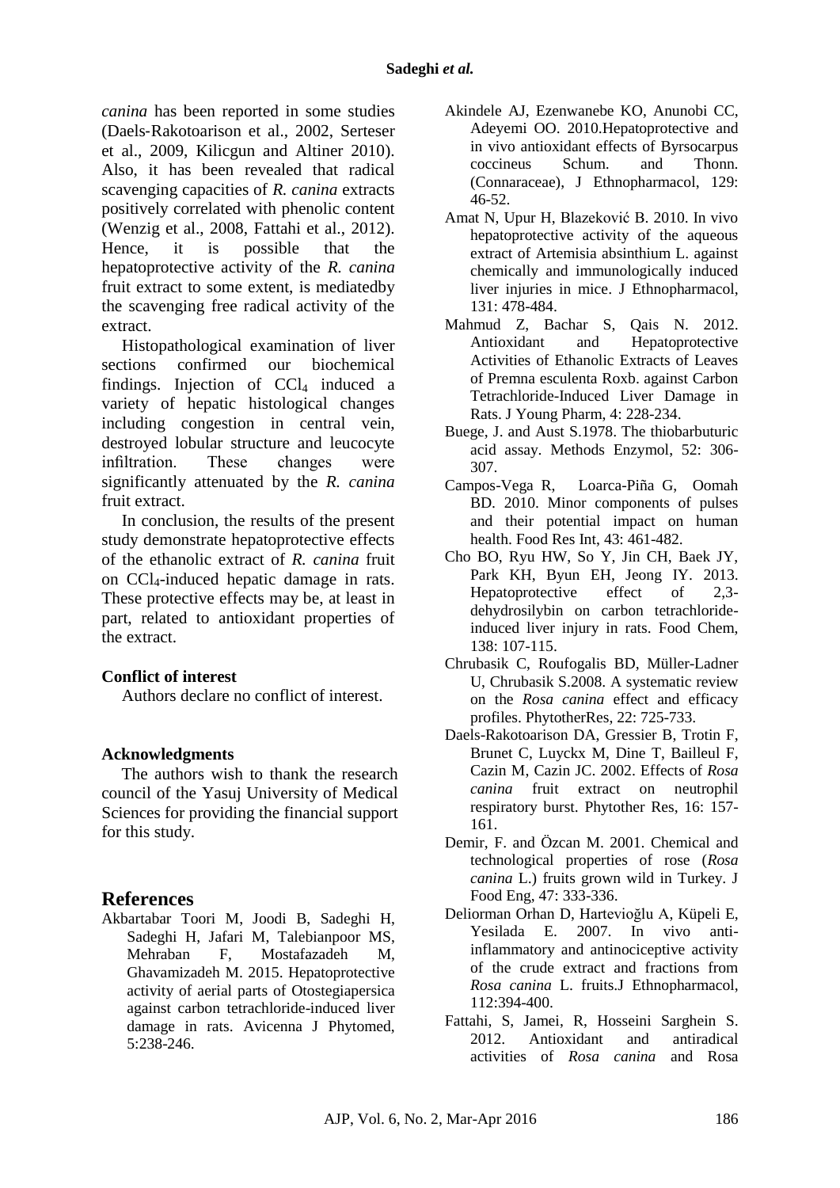*canina* has been reported in some studies (Daels-Rakotoarison et al., 2002, Serteser et al., 2009, Kilicgun and Altiner 2010). Also, it has been revealed that radical scavenging capacities of *R. canina* extracts positively correlated with phenolic content (Wenzig et al., 2008, Fattahi et al., 2012). Hence, it is possible that the hepatoprotective activity of the *R. canina* fruit extract to some extent, is mediatedby the scavenging free radical activity of the extract.

Histopathological examination of liver sections confirmed our biochemical findings. Injection of $CCl_4$ induced a variety of hepatic histological changes including congestion in central vein, destroyed lobular structure and leucocyte infiltration. These changes were significantly attenuated by the *R. canina* fruit extract.

In conclusion, the results of the present study demonstrate hepatoprotective effects of the ethanolic extract of *R. canina* fruit on $CCl_4$-induced hepatic damage in rats. These protective effects may be, at least in part, related to antioxidant properties of the extract.

**Conflict of interest**

Authors declare no conflict of interest.

**Acknowledgments**

The authors wish to thank the research council of the Yasuj University of Medical Sciences for providing the financial support for this study.

## References

Akbartabar Toori M, Joodi B, Sadeghi H, Sadeghi H, Jafari M, Talebianpoor MS, Mehraban F, Mostafazadeh M, Ghavamizadeh M. 2015. Hepatoprotective activity of aerial parts of Otostegiapersica against carbon tetrachloride-induced liver damage in rats. Avicenna J Phytomed, 5:238-246.

Akindele AJ, Ezenwanebe KO, Anunobi CC, Adeyemi OO. 2010.Hepatoprotective and in vivo antioxidant effects of Byrsocarpus coccineus Schum. and Thonn. (Connaraceae), J Ethnopharmacol, 129: 46-52.

Amat N, Upur H, Blazeković B. 2010. In vivo hepatoprotective activity of the aqueous extract of Artemisia absinthium L. against chemically and immunologically induced liver injuries in mice. J Ethnopharmacol, 131: 478-484.

Mahmud Z, Bachar S, Qais N. 2012. Antioxidant and Hepatoprotective Activities of Ethanolic Extracts of Leaves of Premna esculenta Roxb. against Carbon Tetrachloride-Induced Liver Damage in Rats. J Young Pharm, 4: 228-234.

Buege, J. and Aust S.1978. The thiobarbuturic acid assay. Methods Enzymol, 52: 306-307.

Campos-Vega R, Loarca-Piña G, Oomah BD. 2010. Minor components of pulses and their potential impact on human health. Food Res Int, 43: 461-482.

Cho BO, Ryu HW, So Y, Jin CH, Baek JY, Park KH, Byun EH, Jeong IY. 2013. Hepatoprotective effect of 2,3-dehydrosilybin on carbon tetrachloride-induced liver injury in rats. Food Chem, 138: 107-115.

Chrubasik C, Roufogalis BD, Müller-Ladner U, Chrubasik S.2008. A systematic review on the *Rosa canina* effect and efficacy profiles. PhytotherRes, 22: 725-733.

Daels-Rakotoarison DA, Gressier B, Trotin F, Brunet C, Luyckx M, Dine T, Bailleul F, Cazin M, Cazin JC. 2002. Effects of *Rosa canina* fruit extract on neutrophil respiratory burst. Phytother Res, 16: 157-161.

Demir, F. and Özcan M. 2001. Chemical and technological properties of rose (*Rosa canina* L.) fruits grown wild in Turkey. J Food Eng, 47: 333-336.

Deliorman Orhan D, Hartevioğlu A, Küpeli E, Yesilada E. 2007. In vivo anti-inflammatory and antinociceptive activity of the crude extract and fractions from *Rosa canina* L. fruits.J Ethnopharmacol, 112:394-400.

Fattahi, S, Jamei, R, Hosseini Sarghein S. 2012. Antioxidant and antiradical activities of *Rosa canina* and Rosa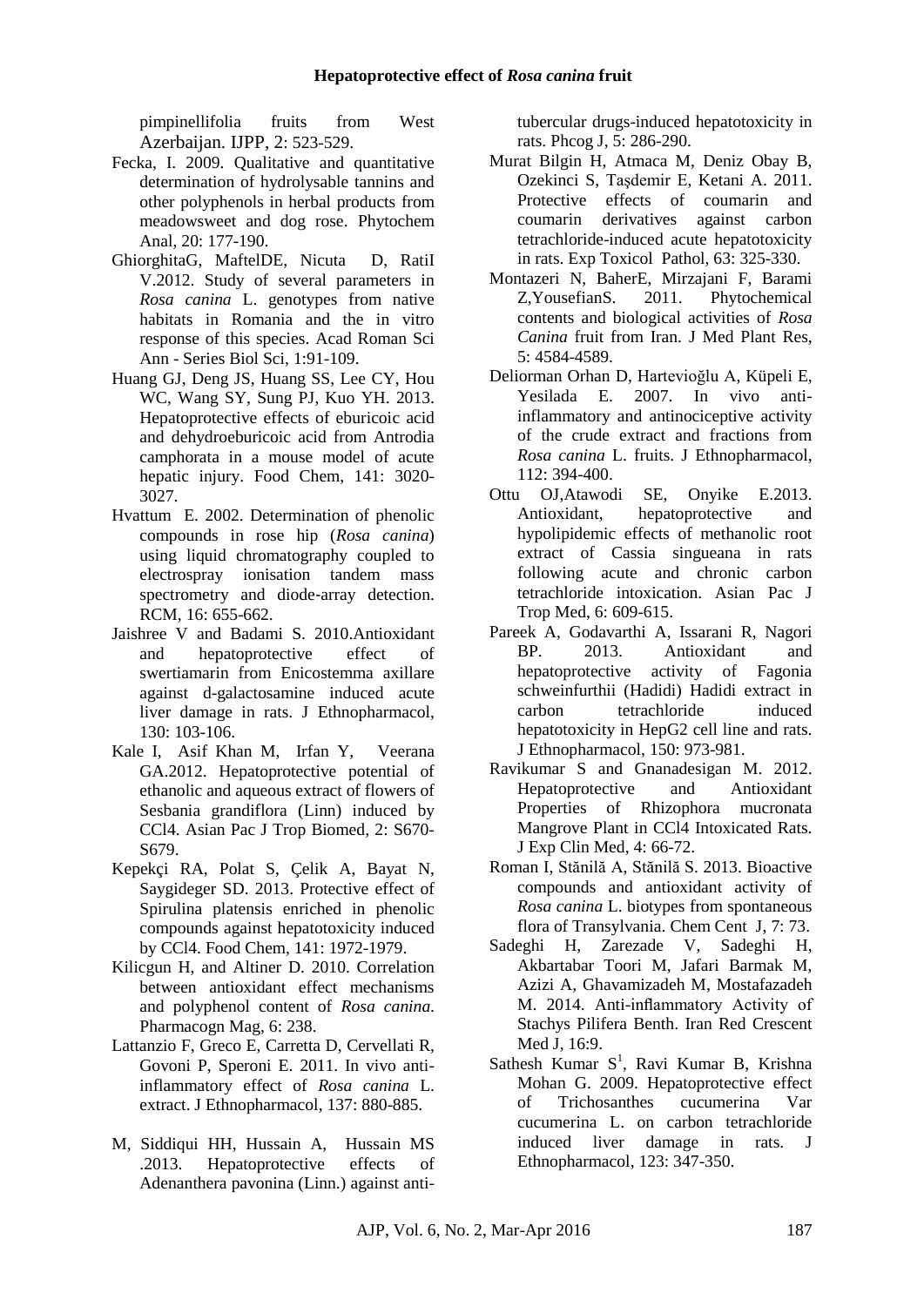pimpinellifolia fruits from West Azerbaijan. IJPP, 2: 523-529.

Fecka, I. 2009. Qualitative and quantitative determination of hydrolysable tannins and other polyphenols in herbal products from meadowsweet and dog rose. Phytochem Anal, 20: 177-190.

GhiorghitaG, MaftelDE, Nicuta D, RatiI V.2012. Study of several parameters in *Rosa canina* L. genotypes from native habitats in Romania and the in vitro response of this species. Acad Roman Sci Ann - Series Biol Sci, 1:91-109.

Huang GJ, Deng JS, Huang SS, Lee CY, Hou WC, Wang SY, Sung PJ, Kuo YH. 2013. Hepatoprotective effects of eburicoic acid and dehydroeburicoic acid from Antrodia camphorata in a mouse model of acute hepatic injury. Food Chem, 141: 3020-3027.

Hvattum E. 2002. Determination of phenolic compounds in rose hip (*Rosa canina*) using liquid chromatography coupled to electrospray ionisation tandem mass spectrometry and diode-array detection. RCM, 16: 655-662.

Jaishree V and Badami S. 2010.Antioxidant and hepatoprotective effect of swertiamarin from Enicostemma axillare against d-galactosamine induced acute liver damage in rats. J Ethnopharmacol, 130: 103-106.

Kale I, Asif Khan M, Irfan Y, Veerana GA.2012. Hepatoprotective potential of ethanolic and aqueous extract of flowers of Sesbania grandiflora (Linn) induced by CCl4. Asian Pac J Trop Biomed, 2: S670-S679.

Kepekçi RA, Polat S, Çelik A, Bayat N, Saygideger SD. 2013. Protective effect of Spirulina platensis enriched in phenolic compounds against hepatotoxicity induced by CCl4. Food Chem, 141: 1972-1979.

Kilicgun H, and Altiner D. 2010. Correlation between antioxidant effect mechanisms and polyphenol content of *Rosa canina.* Pharmacogn Mag, 6: 238.

Lattanzio F, Greco E, Carretta D, Cervellati R, Govoni P, Speroni E. 2011. In vivo anti-inflammatory effect of *Rosa canina* L. extract. J Ethnopharmacol, 137: 880-885.

M, Siddiqui HH, Hussain A, Hussain MS .2013. Hepatoprotective effects of Adenanthera pavonina (Linn.) against anti-tubercular drugs-induced hepatotoxicity in rats. Phcog J, 5: 286-290.

Murat Bilgin H, Atmaca M, Deniz Obay B, Ozekinci S, Taşdemir E, Ketani A. 2011. Protective effects of coumarin and coumarin derivatives against carbon tetrachloride-induced acute hepatotoxicity in rats. Exp Toxicol Pathol, 63: 325-330.

Montazeri N, BaherE, Mirzajani F, Barami Z,YousefianS. 2011. Phytochemical contents and biological activities of *Rosa Canina* fruit from Iran. J Med Plant Res, 5: 4584-4589.

Deliorman Orhan D, Hartevioğlu A, Küpeli E, Yesilada E. 2007. In vivo anti-inflammatory and antinociceptive activity of the crude extract and fractions from *Rosa canina* L. fruits. J Ethnopharmacol, 112: 394-400.

Ottu OJ,Atawodi SE, Onyike E.2013. Antioxidant, hepatoprotective and hypolipidemic effects of methanolic root extract of Cassia singueana in rats following acute and chronic carbon tetrachloride intoxication. Asian Pac J Trop Med, 6: 609-615.

Pareek A, Godavarthi A, Issarani R, Nagori BP. 2013. Antioxidant and hepatoprotective activity of Fagonia schweinfurthii (Hadidi) Hadidi extract in carbon tetrachloride induced hepatotoxicity in HepG2 cell line and rats. J Ethnopharmacol, 150: 973-981.

Ravikumar S and Gnanadesigan M. 2012. Hepatoprotective and Antioxidant Properties of Rhizophora mucronata Mangrove Plant in CCl4 Intoxicated Rats. J Exp Clin Med, 4: 66-72.

Roman I, Stănilă A, Stănilă S. 2013. Bioactive compounds and antioxidant activity of *Rosa canina* L. biotypes from spontaneous flora of Transylvania. Chem Cent J, 7: 73.

Sadeghi H, Zarezade V, Sadeghi H, Akbartabar Toori M, Jafari Barmak M, Azizi A, Ghavamizadeh M, Mostafazadeh M. 2014. Anti-inflammatory Activity of Stachys Pilifera Benth. Iran Red Crescent Med J, 16:9.

Sathesh Kumar S[1], Ravi Kumar B, Krishna Mohan G. 2009. Hepatoprotective effect of Trichosanthes cucumerina Var cucumerina L. on carbon tetrachloride induced liver damage in rats. J Ethnopharmacol, 123: 347-350.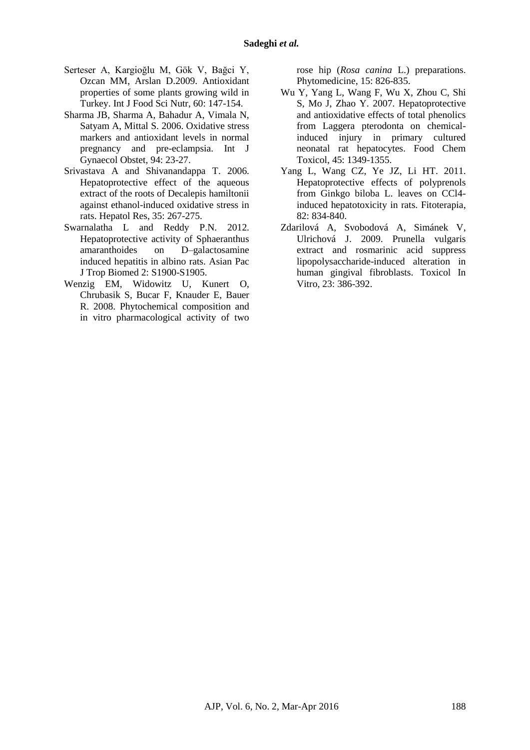Serteser A, Kargioğlu M, Gök V, Bağci Y, Ozcan MM, Arslan D.2009. Antioxidant properties of some plants growing wild in Turkey. Int J Food Sci Nutr, 60: 147-154.

Sharma JB, Sharma A, Bahadur A, Vimala N, Satyam A, Mittal S. 2006. Oxidative stress markers and antioxidant levels in normal pregnancy and pre-eclampsia. Int J Gynaecol Obstet, 94: 23-27.

Srivastava A and Shivanandappa T. 2006. Hepatoprotective effect of the aqueous extract of the roots of Decalepis hamiltonii against ethanol-induced oxidative stress in rats. Hepatol Res, 35: 267-275.

Swarnalatha L and Reddy P.N. 2012. Hepatoprotective activity of Sphaeranthus amaranthoides on D–galactosamine induced hepatitis in albino rats. Asian Pac J Trop Biomed 2: S1900-S1905.

Wenzig EM, Widowitz U, Kunert O, Chrubasik S, Bucar F, Knauder E, Bauer R. 2008. Phytochemical composition and in vitro pharmacological activity of two rose hip (*Rosa canina* L.) preparations. Phytomedicine, 15: 826-835.

Wu Y, Yang L, Wang F, Wu X, Zhou C, Shi S, Mo J, Zhao Y. 2007. Hepatoprotective and antioxidative effects of total phenolics from Laggera pterodonta on chemical-induced injury in primary cultured neonatal rat hepatocytes. Food Chem Toxicol, 45: 1349-1355.

Yang L, Wang CZ, Ye JZ, Li HT. 2011. Hepatoprotective effects of polyprenols from Ginkgo biloba L. leaves on CCl4-induced hepatotoxicity in rats. Fitoterapia, 82: 834-840.

Zdarilová A, Svobodová A, Simánek V, Ulrichová J. 2009. Prunella vulgaris extract and rosmarinic acid suppress lipopolysaccharide-induced alteration in human gingival fibroblasts. Toxicol In Vitro, 23: 386-392.